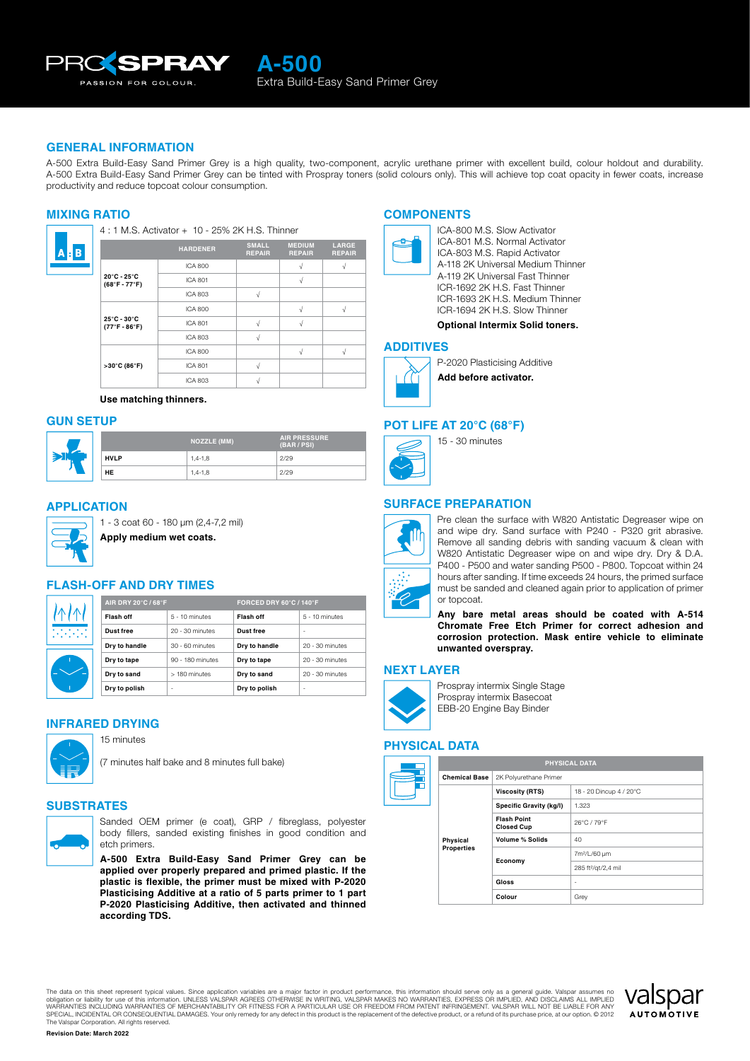# A-500

Extra Build-Easy Sand Primer Grey

## GENERAL INFORMATION

A-500 Extra Build-Easy Sand Primer Grey is a high quality, two-component, acrylic urethane primer with excellent build, colour holdout and durability. A-500 Extra Build-Easy Sand Primer Grey can be tinted with Prospray toners (solid colours only). This will achieve top coat opacity in fewer coats, increase productivity and reduce topcoat colour consumption.

## MIXING RATIO

4 : 1 M.S. Activator + 10 - 25% 2K H.S. Thinner

| | HARDENER | SMALL REPAIR | MEDIUM REPAIR | LARGE REPAIR |
|---|---|---|---|---|
| 20°C - 25°C (68°F - 77°F) | ICA 800 | | √ | √ |
| | ICA 801 | | √ | |
| | ICA 803 | √ | | |
| 25°C - 30°C (77°F - 86°F) | ICA 800 | | √ | √ |
| | ICA 801 | √ | √ | |
| | ICA 803 | √ | | |
| >30°C (86°F) | ICA 800 | | √ | √ |
| | ICA 801 | √ | | |
| | ICA 803 | √ | | |

**Use matching thinners.**

## GUN SETUP

| | NOZZLE (MM) | AIR PRESSURE (BAR / PSI) |
|---|---|---|
| HVLP | 1,4-1,8 | 2/29 |
| HE | 1,4-1,8 | 2/29 |

## APPLICATION

1 - 3 coat 60 - 180 µm (2,4-7,2 mil)

**Apply medium wet coats.**

## FLASH-OFF AND DRY TIMES

| AIR DRY 20°C / 68°F | | FORCED DRY 60°C / 140°F | |
|---|---|---|---|
| Flash off | 5 - 10 minutes | Flash off | 5 - 10 minutes |
| Dust free | 20 - 30 minutes | Dust free | - |
| Dry to handle | 30 - 60 minutes | Dry to handle | 20 - 30 minutes |
| Dry to tape | 90 - 180 minutes | Dry to tape | 20 - 30 minutes |
| Dry to sand | > 180 minutes | Dry to sand | 20 - 30 minutes |
| Dry to polish | - | Dry to polish | - |

## INFRARED DRYING

15 minutes

(7 minutes half bake and 8 minutes full bake)

## SUBSTRATES

Sanded OEM primer (e coat), GRP / fibreglass, polyester body fillers, sanded existing finishes in good condition and etch primers.

**A-500 Extra Build-Easy Sand Primer Grey can be applied over properly prepared and primed plastic. If the plastic is flexible, the primer must be mixed with P-2020 Plasticising Additive at a ratio of 5 parts primer to 1 part P-2020 Plasticising Additive, then activated and thinned according TDS.**

## COMPONENTS

ICA-800 M.S. Slow Activator
ICA-801 M.S. Normal Activator
ICA-803 M.S. Rapid Activator
A-118 2K Universal Medium Thinner
A-119 2K Universal Fast Thinner
ICR-1692 2K H.S. Fast Thinner
ICR-1693 2K H.S. Medium Thinner
ICR-1694 2K H.S. Slow Thinner

**Optional Intermix Solid toners.**

## ADDITIVES

P-2020 Plasticising Additive

**Add before activator.**

## POT LIFE AT 20°C (68°F)

15 - 30 minutes

## SURFACE PREPARATION

Pre clean the surface with W820 Antistatic Degreaser wipe on and wipe dry. Sand surface with P240 - P320 grit abrasive. Remove all sanding debris with sanding vacuum & clean with W820 Antistatic Degreaser wipe on and wipe dry. Dry & D.A. P400 - P500 and water sanding P500 - P800. Topcoat within 24 hours after sanding. If time exceeds 24 hours, the primed surface must be sanded and cleaned again prior to application of primer or topcoat.

**Any bare metal areas should be coated with A-514 Chromate Free Etch Primer for correct adhesion and corrosion protection. Mask entire vehicle to eliminate unwanted overspray.**

## NEXT LAYER

Prospray intermix Single Stage
Prospray intermix Basecoat
EBB-20 Engine Bay Binder

## PHYSICAL DATA

| PHYSICAL DATA | | |
|---|---|---|
| Chemical Base | 2K Polyurethane Primer | |
| Physical Properties | Viscosity (RTS) | 18 - 20 Dincup 4 / 20°C |
| | Specific Gravity (kg/l) | 1.323 |
| | Flash Point Closed Cup | 26°C / 79°F |
| | Volume % Solids | 40 |
| | Economy | 7m²/L/60 µm |
| | | 285 ft²/qt/2,4 mil |
| | Gloss | - |
| | Colour | Grey |

The data on this sheet represent typical values. Since application variables are a major factor in product performance, this information should serve only as a general guide. Valspar assumes no obligation or liability for use of this information. UNLESS VALSPAR AGREES OTHERWISE IN WRITING, VALSPAR MAKES NO WARRANTIES, EXPRESS OR IMPLIED, AND DISCLAIMS ALL IMPLIED WARRANTIES INCLUDING WARRANTIES OF MERCHANTABILITY OR FITNESS FOR A PARTICULAR USE OR FREEDOM FROM PATENT INFRINGEMENT. VALSPAR WILL NOT BE LIABLE FOR ANY SPECIAL, INCIDENTAL OR CONSEQUENTIAL DAMAGES. Your only remedy for any defect in this product is the replacement of the defective product, or a refund of its purchase price, at our option. © 2012 The Valspar Corporation. All rights reserved.

**Revision Date: March 2022**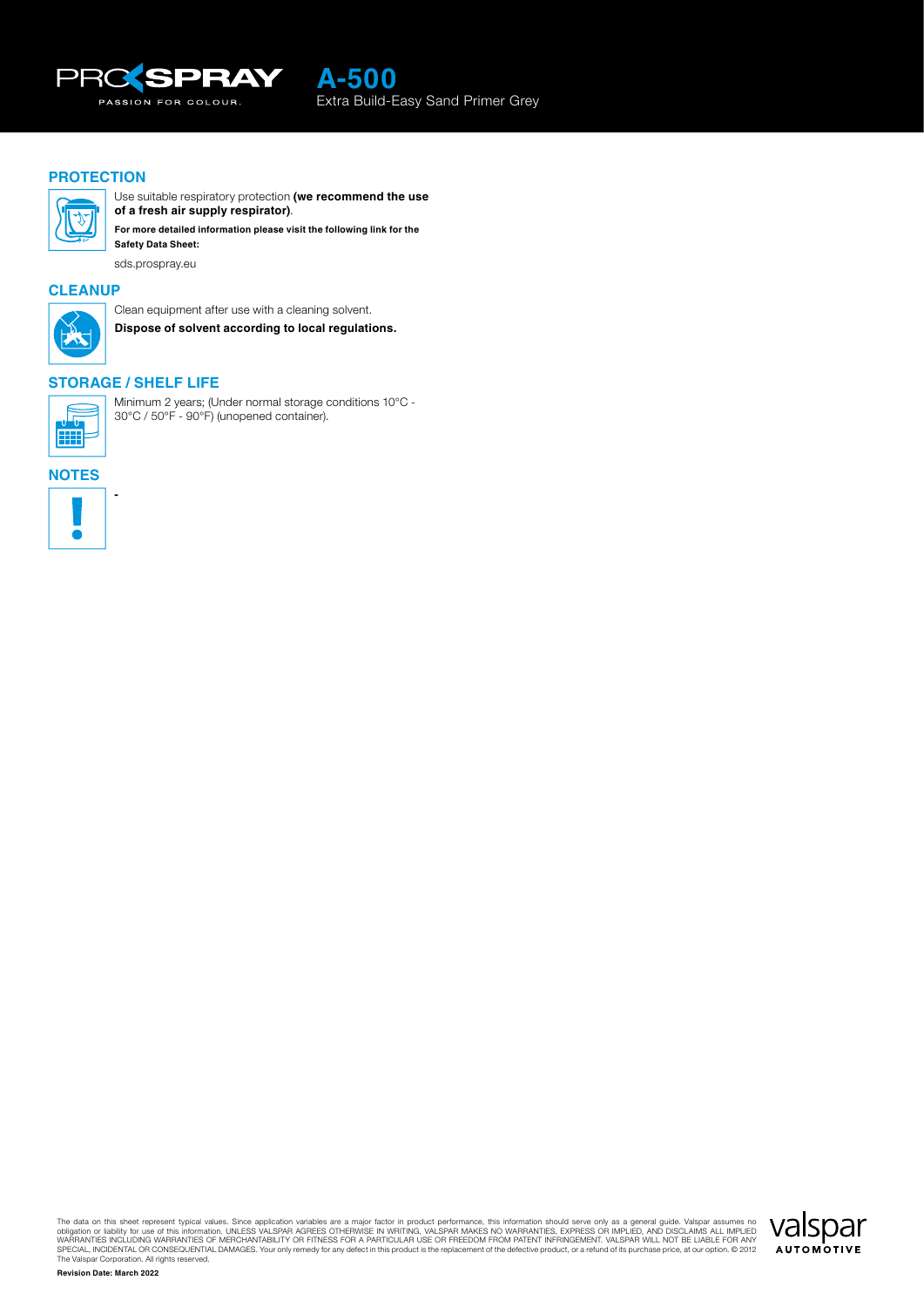PROSPRAY
PASSION FOR COLOUR.

# A-500
Extra Build-Easy Sand Primer Grey

## PROTECTION

Use suitable respiratory protection **(we recommend the use of a fresh air supply respirator)**.

**For more detailed information please visit the following link for the Safety Data Sheet:**

sds.prospray.eu

## CLEANUP

Clean equipment after use with a cleaning solvent.

**Dispose of solvent according to local regulations.**

## STORAGE / SHELF LIFE

Minimum 2 years; (Under normal storage conditions 10°C - 30°C / 50°F - 90°F) (unopened container).

## NOTES

-

The data on this sheet represent typical values. Since application variables are a major factor in product performance, this information should serve only as a general guide. Valspar assumes no obligation or liability for use of this information. UNLESS VALSPAR AGREES OTHERWISE IN WRITING, VALSPAR MAKES NO WARRANTIES, EXPRESS OR IMPLIED, AND DISCLAIMS ALL IMPLIED WARRANTIES INCLUDING WARRANTIES OF MERCHANTABILITY OR FITNESS FOR A PARTICULAR USE OR FREEDOM FROM PATENT INFRINGEMENT. VALSPAR WILL NOT BE LIABLE FOR ANY SPECIAL, INCIDENTAL OR CONSEQUENTIAL DAMAGES. Your only remedy for any defect in this product is the replacement of the defective product, or a refund of its purchase price, at our option. © 2012 The Valspar Corporation. All rights reserved.

**Revision Date: March 2022**

valspar AUTOMOTIVE